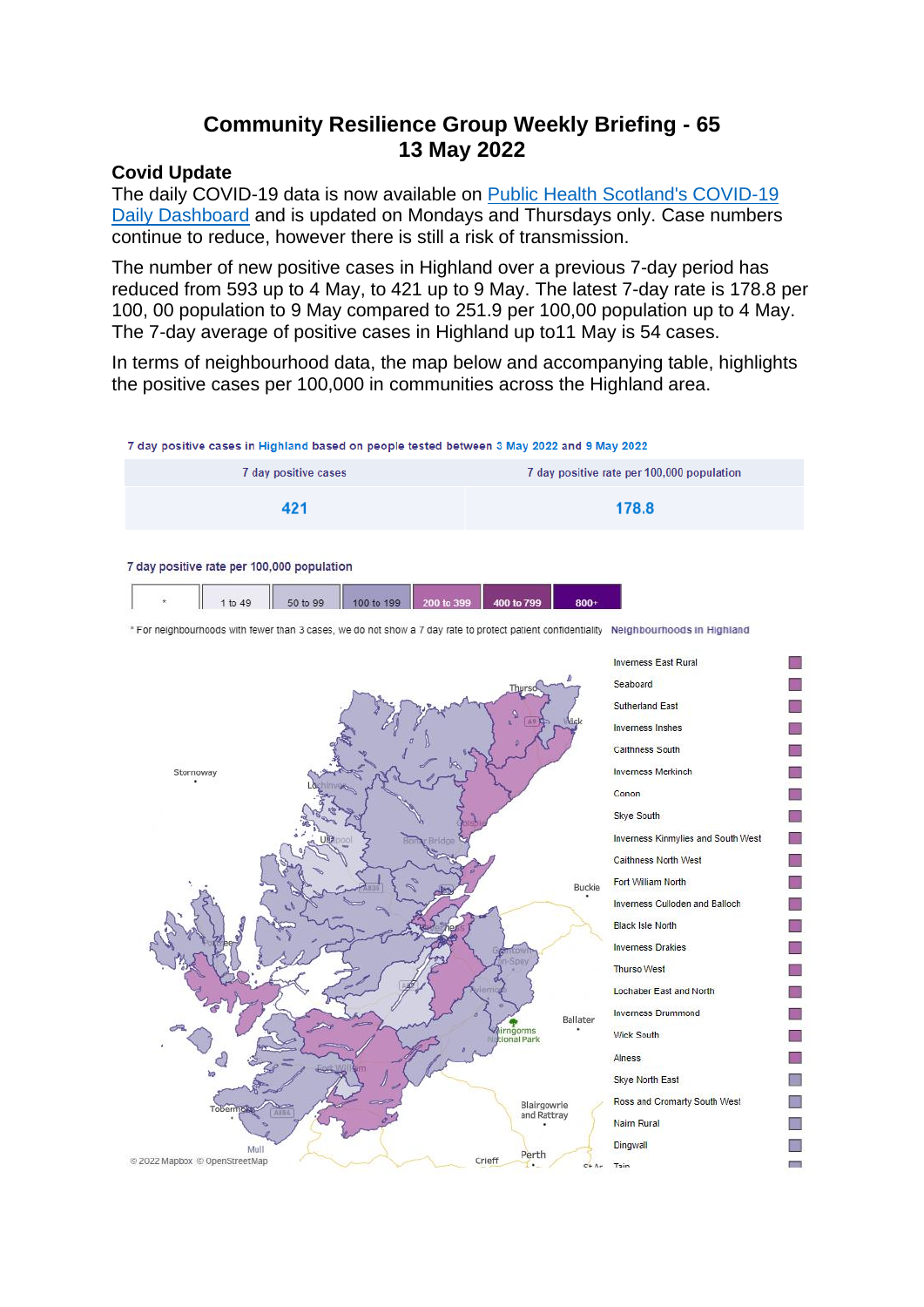# Community Resilience Group Weekly Briefing - 65
# 13 May 2022

## Covid Update

The daily COVID-19 data is now available on [Public Health Scotland's COVID-19 Daily Dashboard]() and is updated on Mondays and Thursdays only. Case numbers continue to reduce, however there is still a risk of transmission.

The number of new positive cases in Highland over a previous 7-day period has reduced from 593 up to 4 May, to 421 up to 9 May. The latest 7-day rate is 178.8 per 100, 00 population to 9 May compared to 251.9 per 100,00 population up to 4 May. The 7-day average of positive cases in Highland up to11 May is 54 cases.

In terms of neighbourhood data, the map below and accompanying table, highlights the positive cases per 100,000 in communities across the Highland area.

7 day positive cases in Highland based on people tested between 3 May 2022 and 9 May 2022

| 7 day positive cases | 7 day positive rate per 100,000 population |
|---|---|
| 421 | 178.8 |

7 day positive rate per 100,000 population

| * | 1 to 49 | 50 to 99 | 100 to 199 | 200 to 399 | 400 to 799 | 800+ |
|---|---|---|---|---|---|---|

* For neighbourhoods with fewer than 3 cases, we do not show a 7 day rate to protect patient confidentiality

Neighbourhoods in Highland

- Inverness East Rural
- Seaboard
- Sutherland East
- Inverness Inshes
- Caithness South
- Inverness Merkinch
- Conon
- Skye South
- Inverness Kinmylies and South West
- Caithness North West
- Fort William North
- Inverness Culloden and Balloch
- Black Isle North
- Inverness Drakies
- Thurso West
- Lochaber East and North
- Inverness Drummond
- Wick South
- Alness
- Skye North East
- Ross and Cromarty South West
- Nairn Rural
- Dingwall
- Tain

© 2022 Mapbox © OpenStreetMap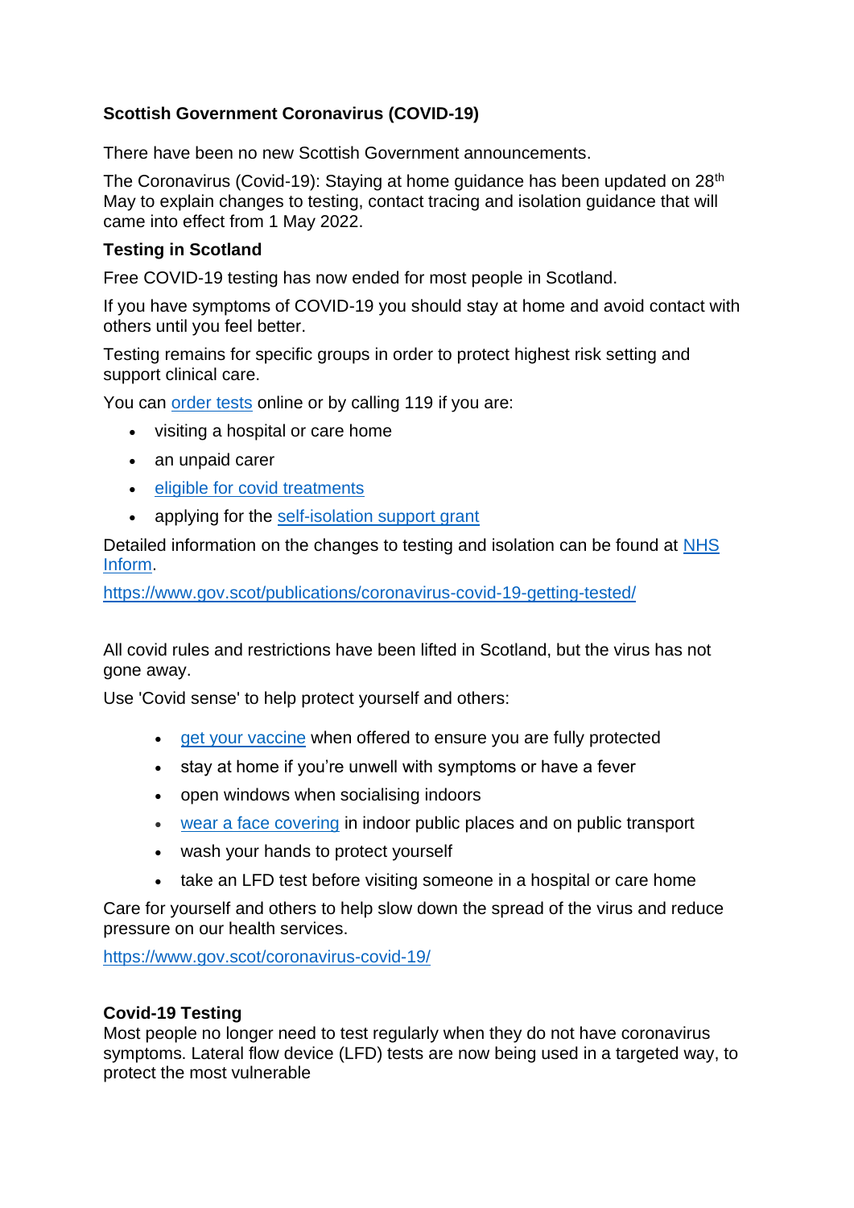**Scottish Government Coronavirus (COVID-19)**

There have been no new Scottish Government announcements.

The Coronavirus (Covid-19): Staying at home guidance has been updated on 28th May to explain changes to testing, contact tracing and isolation guidance that will came into effect from 1 May 2022.

**Testing in Scotland**

Free COVID-19 testing has now ended for most people in Scotland.

If you have symptoms of COVID-19 you should stay at home and avoid contact with others until you feel better.

Testing remains for specific groups in order to protect highest risk setting and support clinical care.

You can order tests online or by calling 119 if you are:

- visiting a hospital or care home
- an unpaid carer
- eligible for covid treatments
- applying for the self-isolation support grant

Detailed information on the changes to testing and isolation can be found at NHS Inform.

https://www.gov.scot/publications/coronavirus-covid-19-getting-tested/

All covid rules and restrictions have been lifted in Scotland, but the virus has not gone away.

Use 'Covid sense' to help protect yourself and others:

- get your vaccine when offered to ensure you are fully protected
- stay at home if you're unwell with symptoms or have a fever
- open windows when socialising indoors
- wear a face covering in indoor public places and on public transport
- wash your hands to protect yourself
- take an LFD test before visiting someone in a hospital or care home

Care for yourself and others to help slow down the spread of the virus and reduce pressure on our health services.

https://www.gov.scot/coronavirus-covid-19/

**Covid-19 Testing**

Most people no longer need to test regularly when they do not have coronavirus symptoms. Lateral flow device (LFD) tests are now being used in a targeted way, to protect the most vulnerable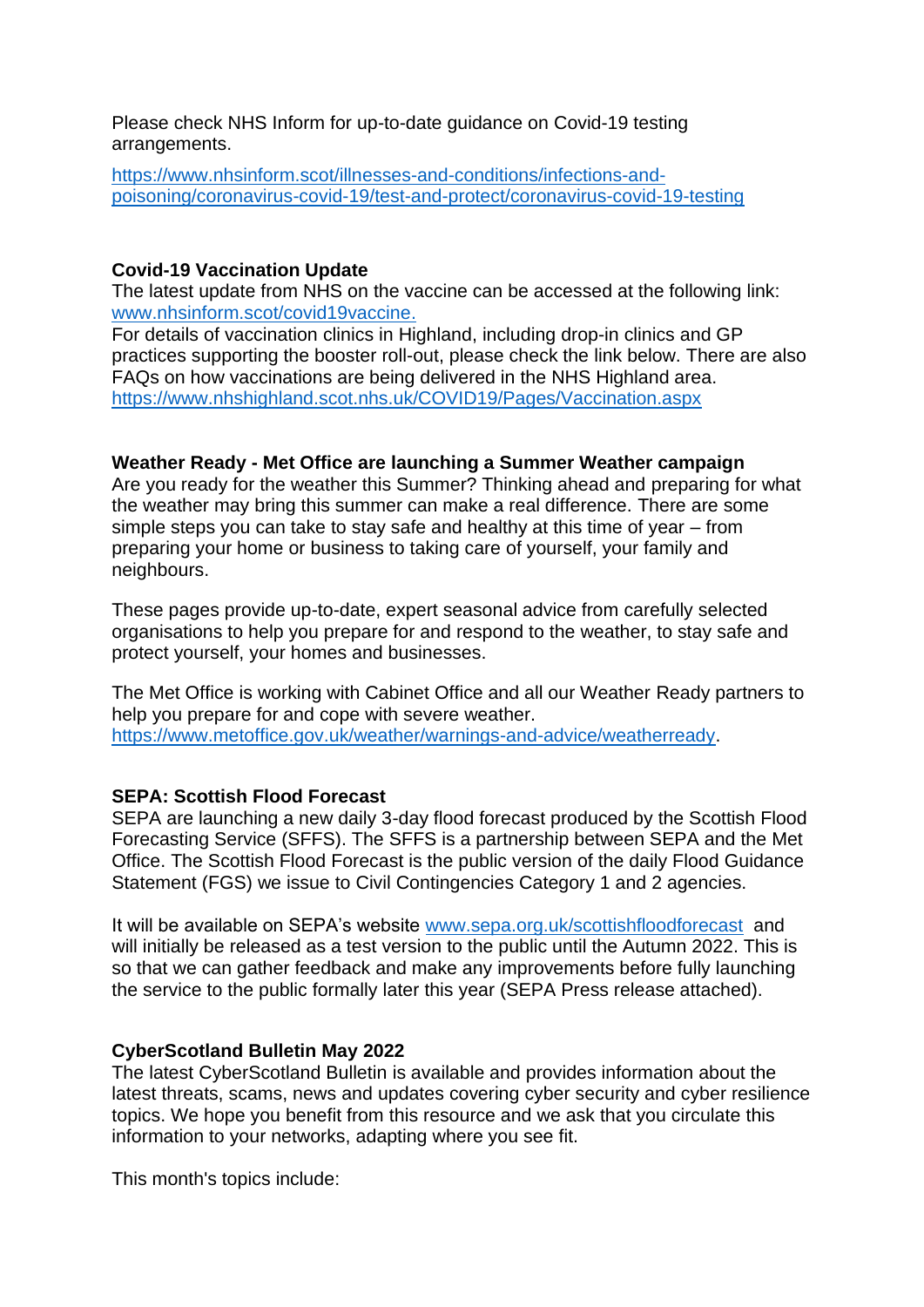Please check NHS Inform for up-to-date guidance on Covid-19 testing arrangements.

https://www.nhsinform.scot/illnesses-and-conditions/infections-and-poisoning/coronavirus-covid-19/test-and-protect/coronavirus-covid-19-testing

**Covid-19 Vaccination Update**

The latest update from NHS on the vaccine can be accessed at the following link: www.nhsinform.scot/covid19vaccine.

For details of vaccination clinics in Highland, including drop-in clinics and GP practices supporting the booster roll-out, please check the link below. There are also FAQs on how vaccinations are being delivered in the NHS Highland area.

https://www.nhshighland.scot.nhs.uk/COVID19/Pages/Vaccination.aspx

**Weather Ready - Met Office are launching a Summer Weather campaign**

Are you ready for the weather this Summer? Thinking ahead and preparing for what the weather may bring this summer can make a real difference. There are some simple steps you can take to stay safe and healthy at this time of year – from preparing your home or business to taking care of yourself, your family and neighbours.

These pages provide up-to-date, expert seasonal advice from carefully selected organisations to help you prepare for and respond to the weather, to stay safe and protect yourself, your homes and businesses.

The Met Office is working with Cabinet Office and all our Weather Ready partners to help you prepare for and cope with severe weather.
https://www.metoffice.gov.uk/weather/warnings-and-advice/weatherready.

**SEPA: Scottish Flood Forecast**

SEPA are launching a new daily 3-day flood forecast produced by the Scottish Flood Forecasting Service (SFFS). The SFFS is a partnership between SEPA and the Met Office. The Scottish Flood Forecast is the public version of the daily Flood Guidance Statement (FGS) we issue to Civil Contingencies Category 1 and 2 agencies.

It will be available on SEPA's website www.sepa.org.uk/scottishfloodforecast and will initially be released as a test version to the public until the Autumn 2022. This is so that we can gather feedback and make any improvements before fully launching the service to the public formally later this year (SEPA Press release attached).

**CyberScotland Bulletin May 2022**

The latest CyberScotland Bulletin is available and provides information about the latest threats, scams, news and updates covering cyber security and cyber resilience topics. We hope you benefit from this resource and we ask that you circulate this information to your networks, adapting where you see fit.

This month's topics include: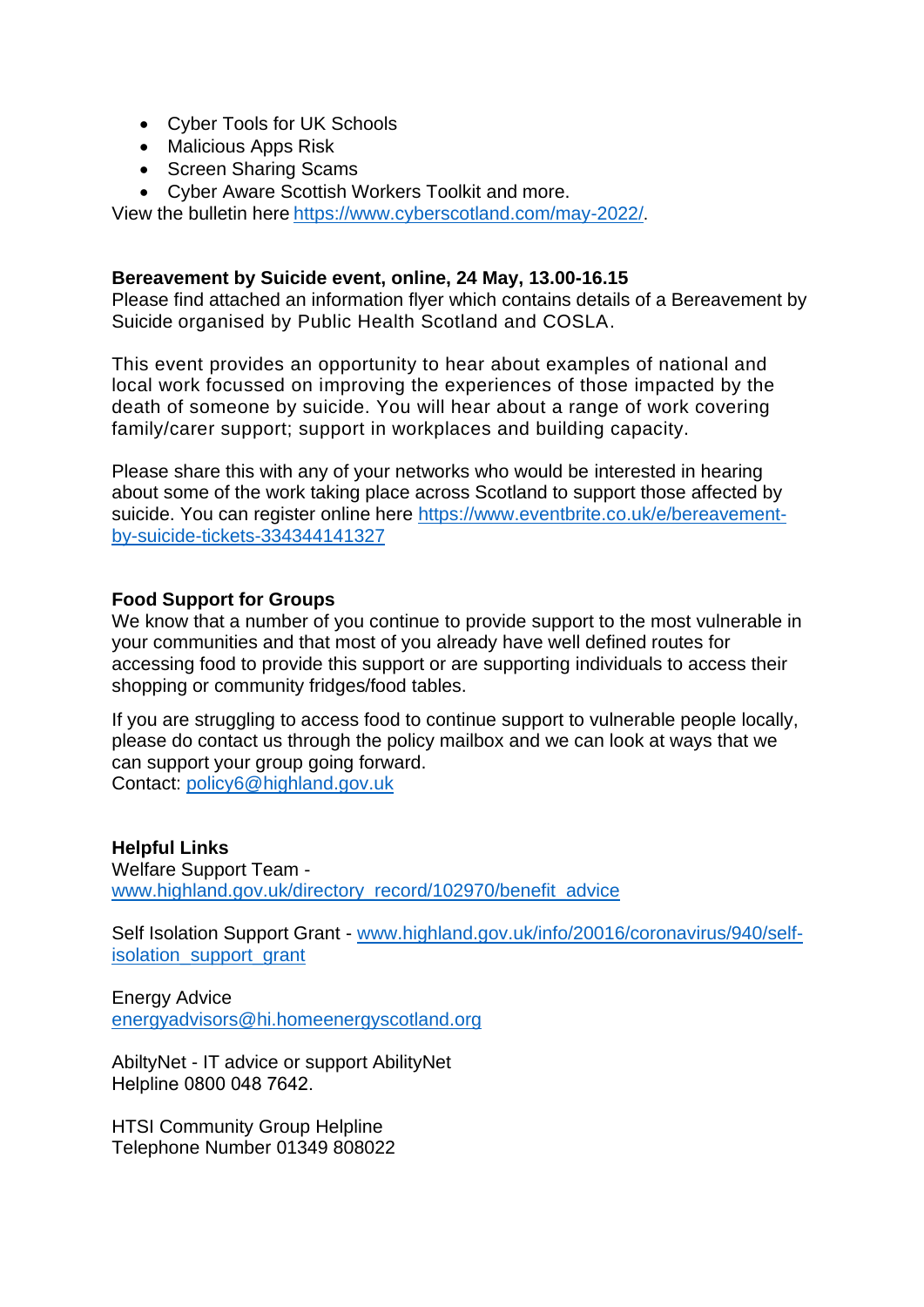- Cyber Tools for UK Schools
- Malicious Apps Risk
- Screen Sharing Scams
- Cyber Aware Scottish Workers Toolkit and more.

View the bulletin here https://www.cyberscotland.com/may-2022/.

**Bereavement by Suicide event, online, 24 May, 13.00-16.15**
Please find attached an information flyer which contains details of a Bereavement by Suicide organised by Public Health Scotland and COSLA.

This event provides an opportunity to hear about examples of national and local work focussed on improving the experiences of those impacted by the death of someone by suicide. You will hear about a range of work covering family/carer support; support in workplaces and building capacity.

Please share this with any of your networks who would be interested in hearing about some of the work taking place across Scotland to support those affected by suicide. You can register online here https://www.eventbrite.co.uk/e/bereavement-by-suicide-tickets-334344141327

**Food Support for Groups**
We know that a number of you continue to provide support to the most vulnerable in your communities and that most of you already have well defined routes for accessing food to provide this support or are supporting individuals to access their shopping or community fridges/food tables.

If you are struggling to access food to continue support to vulnerable people locally, please do contact us through the policy mailbox and we can look at ways that we can support your group going forward.
Contact: policy6@highland.gov.uk

**Helpful Links**
Welfare Support Team -
www.highland.gov.uk/directory_record/102970/benefit_advice

Self Isolation Support Grant - www.highland.gov.uk/info/20016/coronavirus/940/self-isolation_support_grant

Energy Advice
energyadvisors@hi.homeenergyscotland.org

AbiltyNet - IT advice or support AbilityNet
Helpline 0800 048 7642.

HTSI Community Group Helpline
Telephone Number 01349 808022